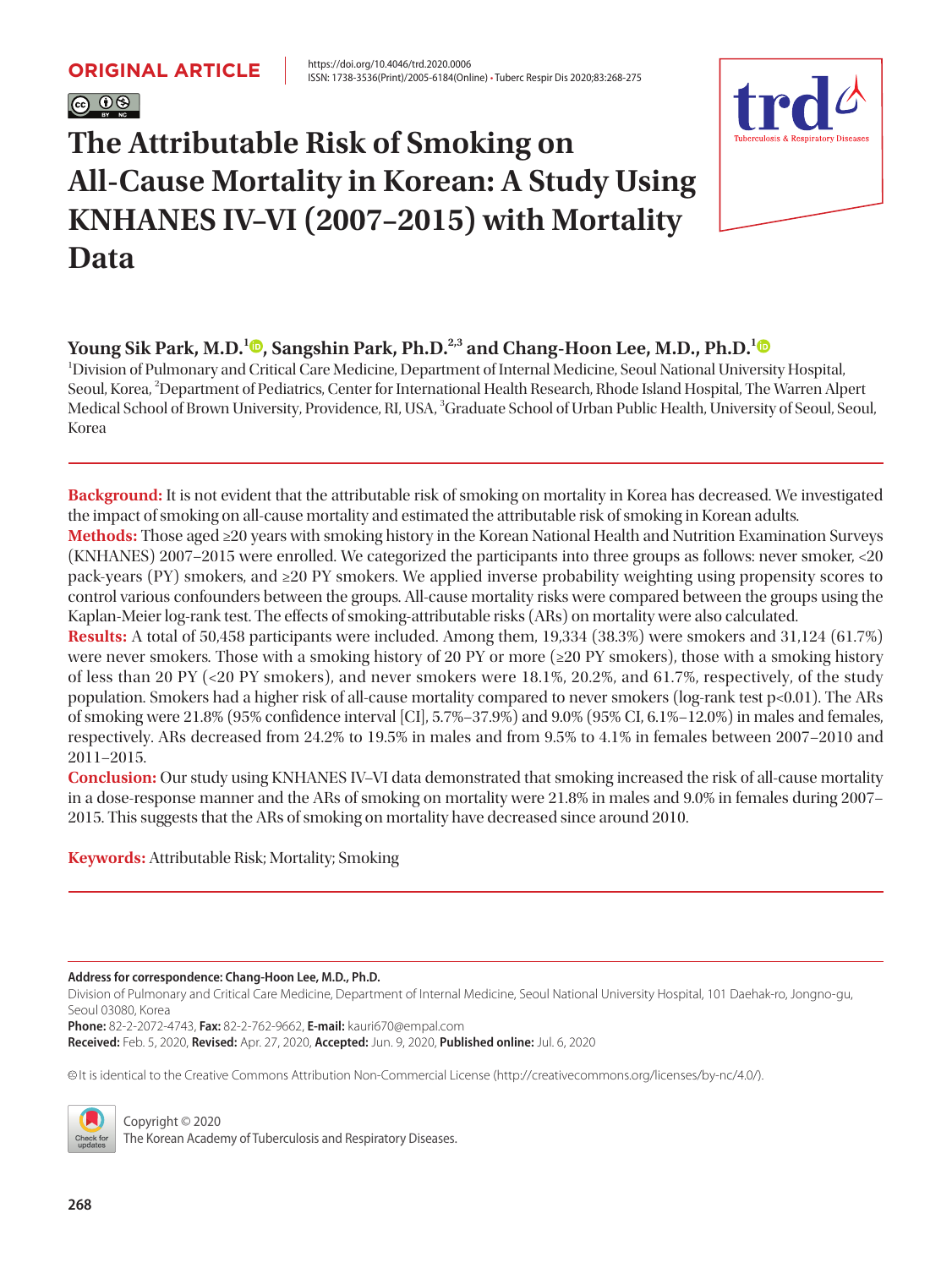ORIGINAL ARTICLE

https://doi.org/10.4046/trd.2020.0006
ISSN: 1738-3536(Print)/2005-6184(Online) • Tuberc Respir Dis 2020;83:268-275

# The Attributable Risk of Smoking on All-Cause Mortality in Korean: A Study Using KNHANES IV–VI (2007–2015) with Mortality Data

**Young Sik Park, M.D.[1], Sangshin Park, Ph.D.[2,3] and Chang-Hoon Lee, M.D., Ph.D.[1]**

[1]Division of Pulmonary and Critical Care Medicine, Department of Internal Medicine, Seoul National University Hospital, Seoul, Korea, [2]Department of Pediatrics, Center for International Health Research, Rhode Island Hospital, The Warren Alpert Medical School of Brown University, Providence, RI, USA, [3]Graduate School of Urban Public Health, University of Seoul, Seoul, Korea

**Background:** It is not evident that the attributable risk of smoking on mortality in Korea has decreased. We investigated the impact of smoking on all-cause mortality and estimated the attributable risk of smoking in Korean adults.

**Methods:** Those aged ≥20 years with smoking history in the Korean National Health and Nutrition Examination Surveys (KNHANES) 2007–2015 were enrolled. We categorized the participants into three groups as follows: never smoker, <20 pack-years (PY) smokers, and ≥20 PY smokers. We applied inverse probability weighting using propensity scores to control various confounders between the groups. All-cause mortality risks were compared between the groups using the Kaplan-Meier log-rank test. The effects of smoking-attributable risks (ARs) on mortality were also calculated.

**Results:** A total of 50,458 participants were included. Among them, 19,334 (38.3%) were smokers and 31,124 (61.7%) were never smokers. Those with a smoking history of 20 PY or more (≥20 PY smokers), those with a smoking history of less than 20 PY (<20 PY smokers), and never smokers were 18.1%, 20.2%, and 61.7%, respectively, of the study population. Smokers had a higher risk of all-cause mortality compared to never smokers (log-rank test $p<0.01$). The ARs of smoking were 21.8% (95% confidence interval [CI], 5.7%–37.9%) and 9.0% (95% CI, 6.1%–12.0%) in males and females, respectively. ARs decreased from 24.2% to 19.5% in males and from 9.5% to 4.1% in females between 2007–2010 and 2011–2015.

**Conclusion:** Our study using KNHANES IV–VI data demonstrated that smoking increased the risk of all-cause mortality in a dose-response manner and the ARs of smoking on mortality were 21.8% in males and 9.0% in females during 2007–2015. This suggests that the ARs of smoking on mortality have decreased since around 2010.

**Keywords:** Attributable Risk; Mortality; Smoking

**Address for correspondence: Chang-Hoon Lee, M.D., Ph.D.**
Division of Pulmonary and Critical Care Medicine, Department of Internal Medicine, Seoul National University Hospital, 101 Daehak-ro, Jongno-gu, Seoul 03080, Korea
**Phone:** 82-2-2072-4743, **Fax:** 82-2-762-9662, **E-mail:** kauri670@empal.com
**Received:** Feb. 5, 2020, **Revised:** Apr. 27, 2020, **Accepted:** Jun. 9, 2020, **Published online:** Jul. 6, 2020

©It is identical to the Creative Commons Attribution Non-Commercial License (http://creativecommons.org/licenses/by-nc/4.0/).

Copyright © 2020
The Korean Academy of Tuberculosis and Respiratory Diseases.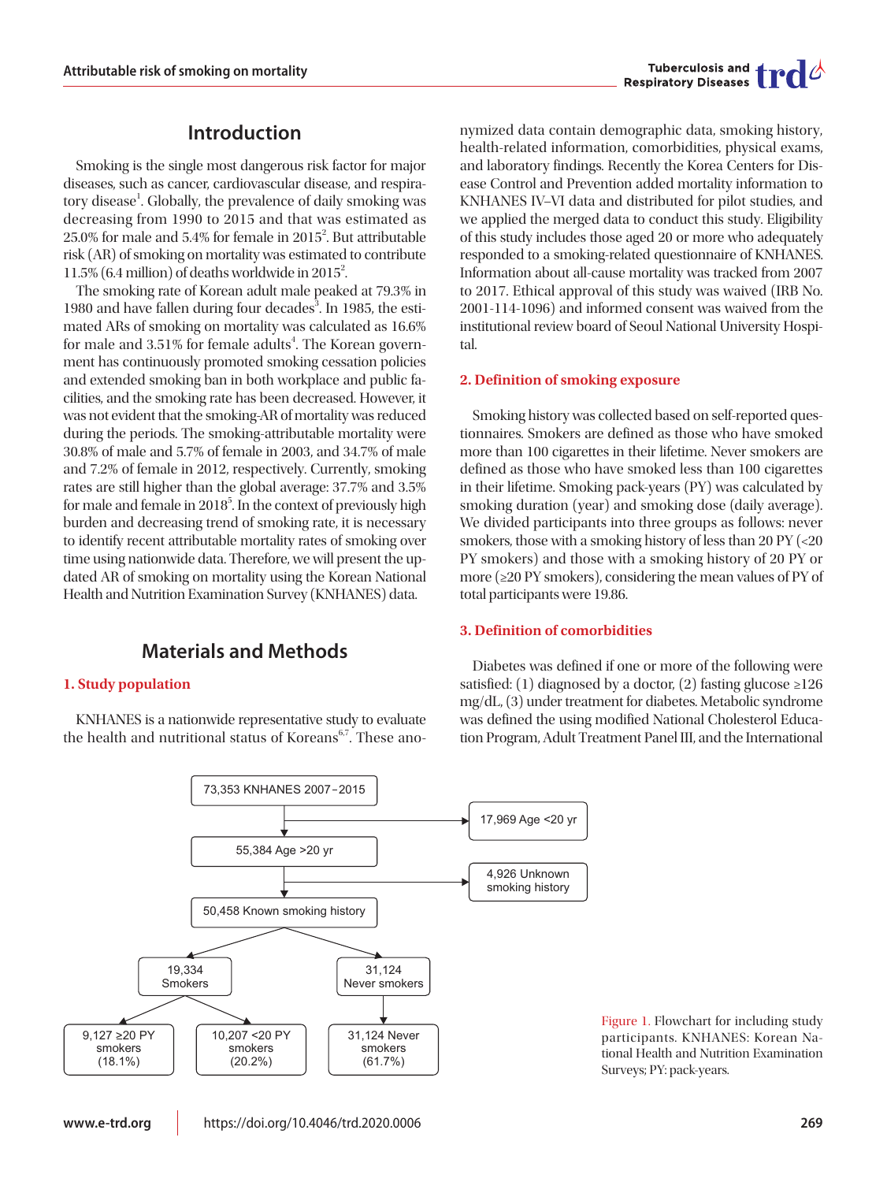## Introduction

Smoking is the single most dangerous risk factor for major diseases, such as cancer, cardiovascular disease, and respiratory disease[1]. Globally, the prevalence of daily smoking was decreasing from 1990 to 2015 and that was estimated as 25.0% for male and 5.4% for female in 2015[2]. But attributable risk (AR) of smoking on mortality was estimated to contribute 11.5% (6.4 million) of deaths worldwide in 2015[2].

The smoking rate of Korean adult male peaked at 79.3% in 1980 and have fallen during four decades[3]. In 1985, the estimated ARs of smoking on mortality was calculated as 16.6% for male and 3.51% for female adults[4]. The Korean government has continuously promoted smoking cessation policies and extended smoking ban in both workplace and public facilities, and the smoking rate has been decreased. However, it was not evident that the smoking-AR of mortality was reduced during the periods. The smoking-attributable mortality were 30.8% of male and 5.7% of female in 2003, and 34.7% of male and 7.2% of female in 2012, respectively. Currently, smoking rates are still higher than the global average: 37.7% and 3.5% for male and female in 2018[5]. In the context of previously high burden and decreasing trend of smoking rate, it is necessary to identify recent attributable mortality rates of smoking over time using nationwide data. Therefore, we will present the updated AR of smoking on mortality using the Korean National Health and Nutrition Examination Survey (KNHANES) data.

## Materials and Methods

### 1. Study population

KNHANES is a nationwide representative study to evaluate the health and nutritional status of Koreans[6,7]. These anonymized data contain demographic data, smoking history, health-related information, comorbidities, physical exams, and laboratory findings. Recently the Korea Centers for Disease Control and Prevention added mortality information to KNHANES IV–VI data and distributed for pilot studies, and we applied the merged data to conduct this study. Eligibility of this study includes those aged 20 or more who adequately responded to a smoking-related questionnaire of KNHANES. Information about all-cause mortality was tracked from 2007 to 2017. Ethical approval of this study was waived (IRB No. 2001-114-1096) and informed consent was waived from the institutional review board of Seoul National University Hospital.

### 2. Definition of smoking exposure

Smoking history was collected based on self-reported questionnaires. Smokers are defined as those who have smoked more than 100 cigarettes in their lifetime. Never smokers are defined as those who have smoked less than 100 cigarettes in their lifetime. Smoking pack-years (PY) was calculated by smoking duration (year) and smoking dose (daily average). We divided participants into three groups as follows: never smokers, those with a smoking history of less than 20 PY (<20 PY smokers) and those with a smoking history of 20 PY or more (≥20 PY smokers), considering the mean values of PY of total participants were 19.86.

### 3. Definition of comorbidities

Diabetes was defined if one or more of the following were satisfied: (1) diagnosed by a doctor, (2) fasting glucose ≥126 mg/dL, (3) under treatment for diabetes. Metabolic syndrome was defined the using modified National Cholesterol Education Program, Adult Treatment Panel III, and the International

73,353 KNHANES 2007–2015 → 17,969 Age <20 yr

55,384 Age >20 yr → 4,926 Unknown smoking history

50,458 Known smoking history

19,334 Smokers; 31,124 Never smokers

9,127 ≥20 PY smokers (18.1%); 10,207 <20 PY smokers (20.2%); 31,124 Never smokers (61.7%)

Figure 1. Flowchart for including study participants. KNHANES: Korean National Health and Nutrition Examination Surveys; PY: pack-years.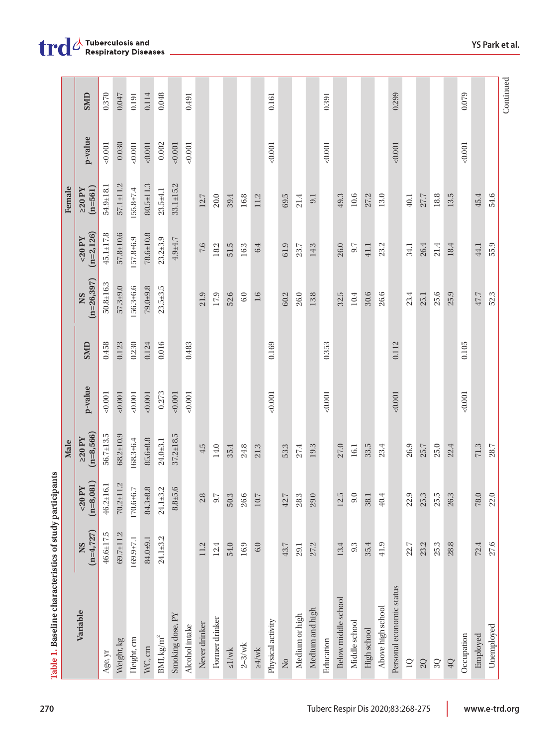**Table 1.** Baseline characteristics of study participants

| Variable | Male | | | | | Female | | | | |
|---|---|---|---|---|---|---|---|---|---|---|
| | NS (n=4,727) | <20 PY (n=8,081) | ≥20 PY (n=8,566) | p-value | SMD | NS (n=26,397) | <20 PY (n=2,126) | ≥20 PY (n=561) | p-value | SMD |
| Age, yr | 46.6±17.5 | 46.2±16.1 | 56.7±13.5 | <0.001 | 0.458 | 50.8±16.3 | 45.1±17.8 | 54.9±18.1 | <0.001 | 0.370 |
| Weight, kg | 69.7±11.2 | 70.2±11.2 | 68.2±10.9 | <0.001 | 0.123 | 57.3±9.0 | 57.8±10.6 | 57.1±11.2 | 0.030 | 0.047 |
| Height, cm | 169.9±7.1 | 170.6±6.7 | 168.3±6.4 | <0.001 | 0.230 | 156.3±6.6 | 157.8±6.9 | 155.8±7.4 | <0.001 | 0.191 |
| WC, cm | 84.0±9.1 | 84.3±8.8 | 85.6±8.8 | <0.001 | 0.124 | 79.0±9.8 | 78.6±10.8 | 80.5±11.3 | <0.001 | 0.114 |
| BMI, kg/m$^2$ | 24.1±3.2 | 24.1±3.2 | 24.0±3.1 | 0.273 | 0.016 | 23.5±3.5 | 23.2±3.9 | 23.5±4.1 | 0.002 | 0.048 |
| Smoking dose, PY | | 8.8±5.6 | 37.2±18.5 | <0.001 | | | 4.9±4.7 | 33.1±15.2 | <0.001 | |
| Alcohol intake | | | | <0.001 | 0.483 | | | | <0.001 | 0.491 |
| Never drinker | 11.2 | 2.8 | 4.5 | | | 21.9 | 7.6 | 12.7 | | |
| Former drinker | 12.4 | 9.7 | 14.0 | | | 17.9 | 18.2 | 20.0 | | |
| ≤1/wk | 54.0 | 50.3 | 35.4 | | | 52.6 | 51.5 | 39.4 | | |
| 2–3/wk | 16.9 | 26.6 | 24.8 | | | 6.0 | 16.3 | 16.8 | | |
| ≥4/wk | 6.0 | 10.7 | 21.3 | | | 1.6 | 6.4 | 11.2 | | |
| Physical activity | | | | <0.001 | 0.169 | | | | <0.001 | 0.161 |
| No | 43.7 | 42.7 | 53.3 | | | 60.2 | 61.9 | 69.5 | | |
| Medium or high | 29.1 | 28.3 | 27.4 | | | 26.0 | 23.7 | 21.4 | | |
| Medium and high | 27.2 | 29.0 | 19.3 | | | 13.8 | 14.3 | 9.1 | | |
| Education | | | | <0.001 | 0.353 | | | | <0.001 | 0.391 |
| Below middle school | 13.4 | 12.5 | 27.0 | | | 32.5 | 26.0 | 49.3 | | |
| Middle school | 9.3 | 9.0 | 16.1 | | | 10.4 | 9.7 | 10.6 | | |
| High school | 35.4 | 38.1 | 33.5 | | | 30.6 | 41.1 | 27.2 | | |
| Above high school | 41.9 | 40.4 | 23.4 | | | 26.6 | 23.2 | 13.0 | | |
| Personal economic status | | | | <0.001 | 0.112 | | | | <0.001 | 0.299 |
| 1Q | 22.7 | 22.9 | 26.9 | | | 23.4 | 34.1 | 40.1 | | |
| 2Q | 23.2 | 25.3 | 25.7 | | | 25.1 | 26.4 | 27.7 | | |
| 3Q | 25.3 | 25.5 | 25.0 | | | 25.6 | 21.4 | 18.8 | | |
| 4Q | 28.8 | 26.3 | 22.4 | | | 25.9 | 18.4 | 13.5 | | |
| Occupation | | | | <0.001 | 0.105 | | | | <0.001 | 0.079 |
| Employed | 72.4 | 78.0 | 71.3 | | | 47.7 | 44.1 | 45.4 | | |
| Unemployed | 27.6 | 22.0 | 28.7 | | | 52.3 | 55.9 | 54.6 | | |

Continued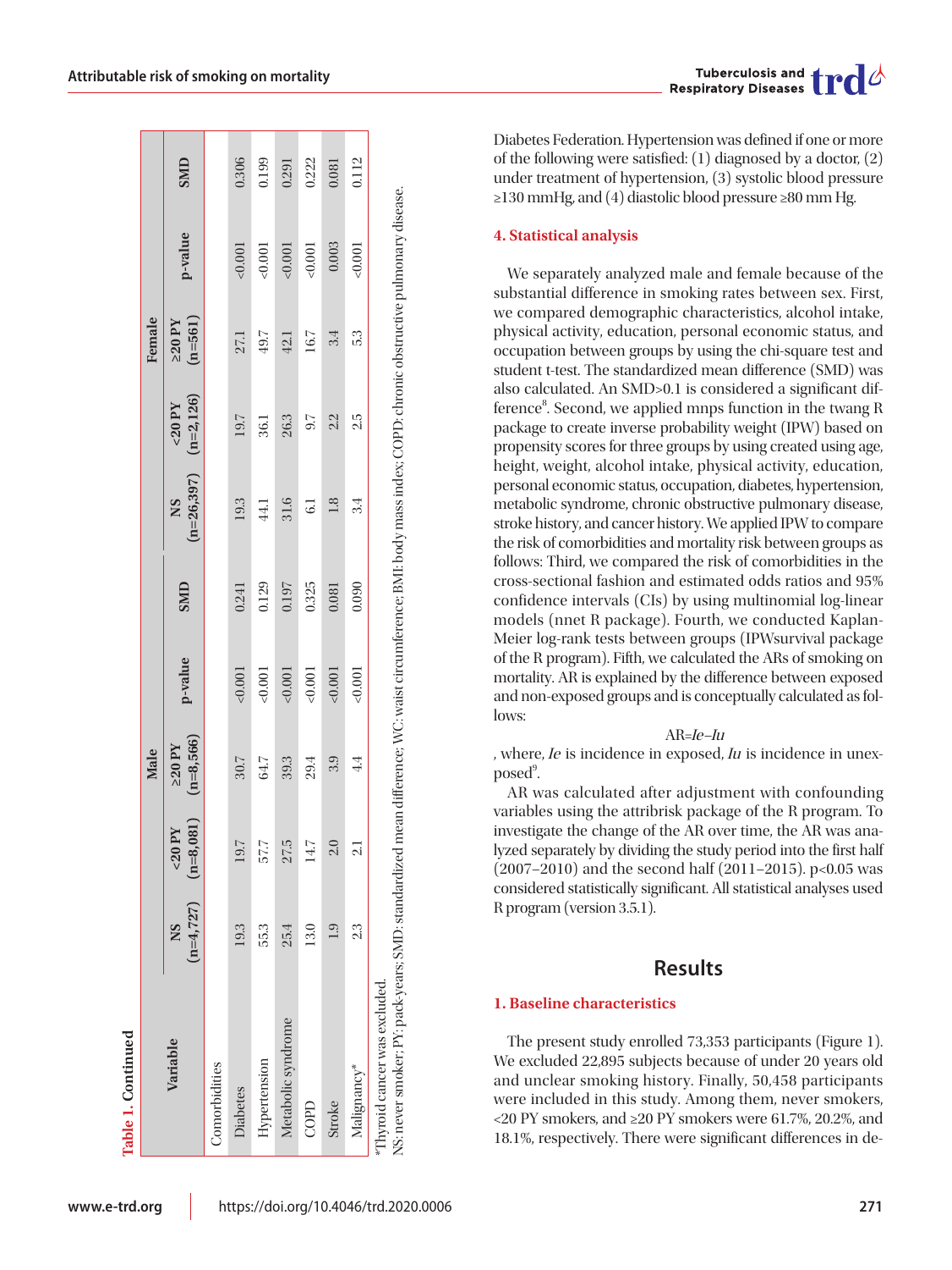**Table 1. Continued**

| Variable | Male | | | | | Female | | | | |
|---|---|---|---|---|---|---|---|---|---|---|
| | NS (n=4,727) | <20 PY (n=8,081) | ≥20 PY (n=8,566) | p-value | SMD | NS (n=26,397) | <20 PY (n=2,126) | ≥20 PY (n=561) | p-value | SMD |
| Comorbidities | | | | | | | | | | |
| Diabetes | 19.3 | 19.7 | 30.7 | <0.001 | 0.241 | 19.3 | 19.7 | 27.1 | <0.001 | 0.306 |
| Hypertension | 55.3 | 57.7 | 64.7 | <0.001 | 0.129 | 44.1 | 36.1 | 49.7 | <0.001 | 0.199 |
| Metabolic syndrome | 25.4 | 27.5 | 39.3 | <0.001 | 0.197 | 31.6 | 26.3 | 42.1 | <0.001 | 0.291 |
| COPD | 13.0 | 14.7 | 29.4 | <0.001 | 0.325 | 6.1 | 9.7 | 16.7 | <0.001 | 0.222 |
| Stroke | 1.9 | 2.0 | 3.9 | <0.001 | 0.081 | 1.8 | 2.2 | 3.4 | 0.003 | 0.081 |
| Malignancy* | 2.3 | 2.1 | 4.4 | <0.001 | 0.090 | 3.4 | 2.5 | 5.3 | <0.001 | 0.112 |

*Thyroid cancer was excluded.

NS: never smoker; PY: pack-years; SMD: standardized mean difference; WC: waist circumference; BMI: body mass index; COPD: chronic obstructive pulmonary disease.

Diabetes Federation. Hypertension was defined if one or more of the following were satisfied: (1) diagnosed by a doctor, (2) under treatment of hypertension, (3) systolic blood pressure ≥130 mmHg, and (4) diastolic blood pressure ≥80 mm Hg.

### 4. Statistical analysis

We separately analyzed male and female because of the substantial difference in smoking rates between sex. First, we compared demographic characteristics, alcohol intake, physical activity, education, personal economic status, and occupation between groups by using the chi-square test and student t-test. The standardized mean difference (SMD) was also calculated. An SMD>0.1 is considered a significant difference[8]. Second, we applied mnps function in the twang R package to create inverse probability weight (IPW) based on propensity scores for three groups by using created using age, height, weight, alcohol intake, physical activity, education, personal economic status, occupation, diabetes, hypertension, metabolic syndrome, chronic obstructive pulmonary disease, stroke history, and cancer history. We applied IPW to compare the risk of comorbidities and mortality risk between groups as follows: Third, we compared the risk of comorbidities in the cross-sectional fashion and estimated odds ratios and 95% confidence intervals (CIs) by using multinomial log-linear models (nnet R package). Fourth, we conducted Kaplan-Meier log-rank tests between groups (IPWsurvival package of the R program). Fifth, we calculated the ARs of smoking on mortality. AR is explained by the difference between exposed and non-exposed groups and is conceptually calculated as follows:

$$AR = Ie - Iu$$

, where, $Ie$ is incidence in exposed, $Iu$ is incidence in unexposed[9].

AR was calculated after adjustment with confounding variables using the attribrisk package of the R program. To investigate the change of the AR over time, the AR was analyzed separately by dividing the study period into the first half (2007–2010) and the second half (2011–2015). p<0.05 was considered statistically significant. All statistical analyses used R program (version 3.5.1).

## Results

### 1. Baseline characteristics

The present study enrolled 73,353 participants (Figure 1). We excluded 22,895 subjects because of under 20 years old and unclear smoking history. Finally, 50,458 participants were included in this study. Among them, never smokers, <20 PY smokers, and ≥20 PY smokers were 61.7%, 20.2%, and 18.1%, respectively. There were significant differences in de-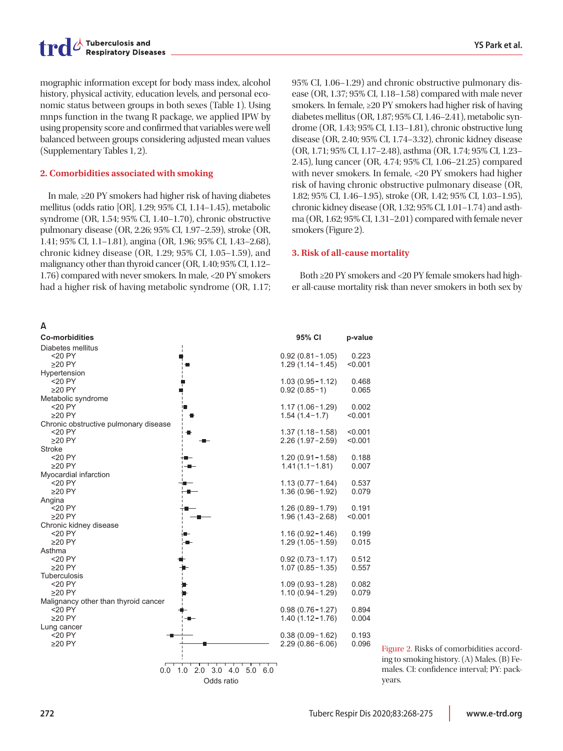mographic information except for body mass index, alcohol history, physical activity, education levels, and personal economic status between groups in both sexes (Table 1). Using mnps function in the twang R package, we applied IPW by using propensity score and confirmed that variables were well balanced between groups considering adjusted mean values (Supplementary Tables 1, 2).

## 2. Comorbidities associated with smoking

In male, ≥20 PY smokers had higher risk of having diabetes mellitus (odds ratio [OR], 1.29; 95% CI, 1.14–1.45), metabolic syndrome (OR, 1.54; 95% CI, 1.40–1.70), chronic obstructive pulmonary disease (OR, 2.26; 95% CI, 1.97–2.59), stroke (OR, 1.41; 95% CI, 1.1–1.81), angina (OR, 1.96; 95% CI, 1.43–2.68), chronic kidney disease (OR, 1.29; 95% CI, 1.05–1.59), and malignancy other than thyroid cancer (OR, 1.40; 95% CI, 1.12–1.76) compared with never smokers. In male, <20 PY smokers had a higher risk of having metabolic syndrome (OR, 1.17; 95% CI, 1.06–1.29) and chronic obstructive pulmonary disease (OR, 1.37; 95% CI, 1.18–1.58) compared with male never smokers. In female, ≥20 PY smokers had higher risk of having diabetes mellitus (OR, 1.87; 95% CI, 1.46–2.41), metabolic syndrome (OR, 1.43; 95% CI, 1.13–1.81), chronic obstructive lung disease (OR, 2.40; 95% CI, 1.74–3.32), chronic kidney disease (OR, 1.71; 95% CI, 1.17–2.48), asthma (OR, 1.74; 95% CI, 1.23–2.45), lung cancer (OR, 4.74; 95% CI, 1.06–21.25) compared with never smokers. In female, <20 PY smokers had higher risk of having chronic obstructive pulmonary disease (OR, 1.82; 95% CI, 1.46–1.95), stroke (OR, 1.42; 95% CI, 1.03–1.95), chronic kidney disease (OR, 1.32; 95% CI, 1.01–1.74) and asthma (OR, 1.62; 95% CI, 1.31–2.01) compared with female never smokers (Figure 2).

## 3. Risk of all-cause mortality

Both ≥20 PY smokers and <20 PY female smokers had higher all-cause mortality risk than never smokers in both sex by

A

| Co-morbidities | 95% CI | p-value |
|---|---|---|
| Diabetes mellitus | | |
| <20 PY | 0.92 (0.81–1.05) | 0.223 |
| ≥20 PY | 1.29 (1.14–1.45) | <0.001 |
| Hypertension | | |
| <20 PY | 1.03 (0.95–1.12) | 0.468 |
| ≥20 PY | 0.92 (0.85–1) | 0.065 |
| Metabolic syndrome | | |
| <20 PY | 1.17 (1.06–1.29) | 0.002 |
| ≥20 PY | 1.54 (1.4–1.7) | <0.001 |
| Chronic obstructive pulmonary disease | | |
| <20 PY | 1.37 (1.18–1.58) | <0.001 |
| ≥20 PY | 2.26 (1.97–2.59) | <0.001 |
| Stroke | | |
| <20 PY | 1.20 (0.91–1.58) | 0.188 |
| ≥20 PY | 1.41 (1.1–1.81) | 0.007 |
| Myocardial infarction | | |
| <20 PY | 1.13 (0.77–1.64) | 0.537 |
| ≥20 PY | 1.36 (0.96–1.92) | 0.079 |
| Angina | | |
| <20 PY | 1.26 (0.89–1.79) | 0.191 |
| ≥20 PY | 1.96 (1.43–2.68) | <0.001 |
| Chronic kidney disease | | |
| <20 PY | 1.16 (0.92–1.46) | 0.199 |
| ≥20 PY | 1.29 (1.05–1.59) | 0.015 |
| Asthma | | |
| <20 PY | 0.92 (0.73–1.17) | 0.512 |
| ≥20 PY | 1.07 (0.85–1.35) | 0.557 |
| Tuberculosis | | |
| <20 PY | 1.09 (0.93–1.28) | 0.082 |
| ≥20 PY | 1.10 (0.94–1.29) | 0.079 |
| Malignancy other than thyroid cancer | | |
| <20 PY | 0.98 (0.76–1.27) | 0.894 |
| ≥20 PY | 1.40 (1.12–1.76) | 0.004 |
| Lung cancer | | |
| <20 PY | 0.38 (0.09–1.62) | 0.193 |
| ≥20 PY | 2.29 (0.86–6.06) | 0.096 |

Odds ratio (axis: 0.0, 1.0, 2.0, 3.0, 4.0, 5.0, 6.0)

Figure 2. Risks of comorbidities according to smoking history. (A) Males. (B) Females. CI: confidence interval; PY: pack-years.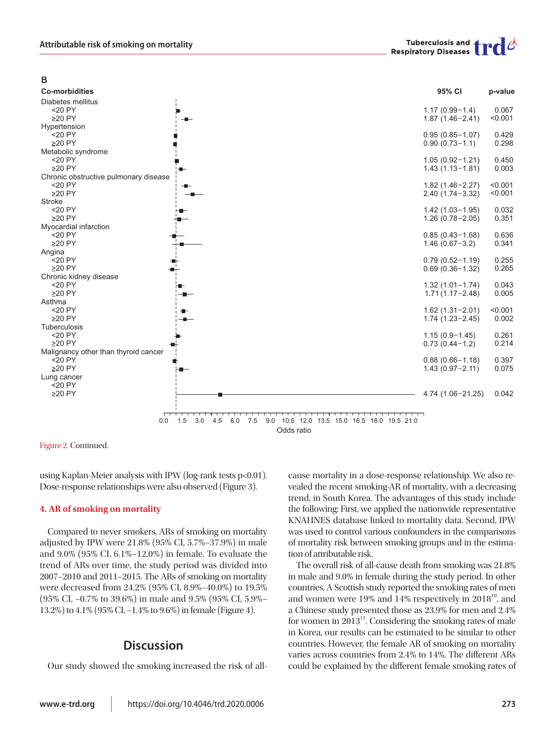B

| Co-morbidities | 95% CI | p-value |
|---|---|---|
| Diabetes mellitus | | |
| <20 PY | 1.17 (0.99–1.4) | 0.067 |
| ≥20 PY | 1.87 (1.46–2.41) | <0.001 |
| Hypertension | | |
| <20 PY | 0.95 (0.85–1.07) | 0.429 |
| ≥20 PY | 0.90 (0.73–1.1) | 0.298 |
| Metabolic syndrome | | |
| <20 PY | 1.05 (0.92–1.21) | 0.450 |
| ≥20 PY | 1.43 (1.13–1.81) | 0.003 |
| Chronic obstructive pulmonary disease | | |
| <20 PY | 1.82 (1.46–2.27) | <0.001 |
| ≥20 PY | 2.40 (1.74–3.32) | <0.001 |
| Stroke | | |
| <20 PY | 1.42 (1.03–1.95) | 0.032 |
| ≥20 PY | 1.26 (0.78–2.05) | 0.351 |
| Myocardial infarction | | |
| <20 PY | 0.85 (0.43–1.68) | 0.636 |
| ≥20 PY | 1.46 (0.67–3.2) | 0.341 |
| Angina | | |
| <20 PY | 0.79 (0.52–1.19) | 0.255 |
| ≥20 PY | 0.69 (0.36–1.32) | 0.265 |
| Chronic kidney disease | | |
| <20 PY | 1.32 (1.01–1.74) | 0.043 |
| ≥20 PY | 1.71 (1.17–2.48) | 0.005 |
| Asthma | | |
| <20 PY | 1.62 (1.31–2.01) | <0.001 |
| ≥20 PY | 1.74 (1.23–2.45) | 0.002 |
| Tuberculosis | | |
| <20 PY | 1.15 (0.9–1.45) | 0.261 |
| ≥20 PY | 0.73 (0.44–1.2) | 0.214 |
| Malignancy other than thyroid cancer | | |
| <20 PY | 0.88 (0.66–1.18) | 0.397 |
| ≥20 PY | 1.43 (0.97–2.11) | 0.075 |
| Lung cancer | | |
| <20 PY | | |
| ≥20 PY | 4.74 (1.06–21.25) | 0.042 |

Odds ratio

Figure 2. Continued.

using Kaplan-Meier analysis with IPW (log-rank tests p<0.01). Dose-response relationships were also observed (Figure 3).

### 4. AR of smoking on mortality

Compared to never smokers, ARs of smoking on mortality adjusted by IPW were 21.8% (95% CI, 5.7%–37.9%) in male and 9.0% (95% CI, 6.1%–12.0%) in female. To evaluate the trend of ARs over time, the study period was divided into 2007–2010 and 2011–2015. The ARs of smoking on mortality were decreased from 24.2% (95% CI, 8.9%–40.0%) to 19.5% (95% CI, –0.7% to 39.6%) in male and 9.5% (95% CI, 5.9%–13.2%) to 4.1% (95% CI, –1.4% to 9.6%) in female (Figure 4).

## Discussion

Our study showed the smoking increased the risk of all-cause mortality in a dose-response relationship. We also revealed the recent smoking-AR of mortality, with a decreasing trend, in South Korea. The advantages of this study include the following: First, we applied the nationwide representative KNAHNES database linked to mortality data. Second, IPW was used to control various confounders in the comparisons of mortality risk between smoking groups and in the estimation of attributable risk.

The overall risk of all-cause death from smoking was 21.8% in male and 9.0% in female during the study period. In other countries, A Scottish study reported the smoking rates of men and women were 19% and 14% respectively in 2018[10], and a Chinese study presented those as 23.9% for men and 2.4% for women in 2013[11]. Considering the smoking rates of male in Korea, our results can be estimated to be similar to other countries. However, the female AR of smoking on mortality varies across countries from 2.4% to 14%. The different ARs could be explained by the different female smoking rates of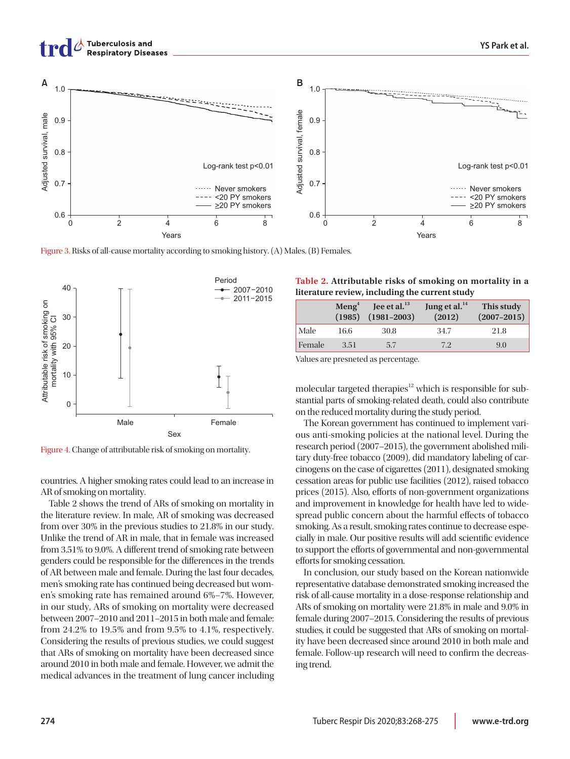Figure 3. Risks of all-cause mortality according to smoking history. (A) Males. (B) Females.

Figure 4. Change of attributable risk of smoking on mortality.

countries. A higher smoking rates could lead to an increase in AR of smoking on mortality.

Table 2 shows the trend of ARs of smoking on mortality in the literature review. In male, AR of smoking was decreased from over 30% in the previous studies to 21.8% in our study. Unlike the trend of AR in male, that in female was increased from 3.51% to 9.0%. A different trend of smoking rate between genders could be responsible for the differences in the trends of AR between male and female. During the last four decades, men's smoking rate has continued being decreased but women's smoking rate has remained around 6%–7%. However, in our study, ARs of smoking on mortality were decreased between 2007–2010 and 2011–2015 in both male and female: from 24.2% to 19.5% and from 9.5% to 4.1%, respectively. Considering the results of previous studies, we could suggest that ARs of smoking on mortality have been decreased since around 2010 in both male and female. However, we admit the medical advances in the treatment of lung cancer including molecular targeted therapies[12] which is responsible for substantial parts of smoking-related death, could also contribute on the reduced mortality during the study period.

**Table 2. Attributable risks of smoking on mortality in a literature review, including the current study**

| | Meng[4] (1985) | Jee et al.[13] (1981–2003) | Jung et al.[14] (2012) | This study (2007–2015) |
|---|---|---|---|---|
| Male | 16.6 | 30.8 | 34.7 | 21.8 |
| Female | 3.51 | 5.7 | 7.2 | 9.0 |

Values are presneted as percentage.

The Korean government has continued to implement various anti-smoking policies at the national level. During the research period (2007–2015), the government abolished military duty-free tobacco (2009), did mandatory labeling of carcinogens on the case of cigarettes (2011), designated smoking cessation areas for public use facilities (2012), raised tobacco prices (2015). Also, efforts of non-government organizations and improvement in knowledge for health have led to widespread public concern about the harmful effects of tobacco smoking. As a result, smoking rates continue to decrease especially in male. Our positive results will add scientific evidence to support the efforts of governmental and non-governmental efforts for smoking cessation.

In conclusion, our study based on the Korean nationwide representative database demonstrated smoking increased the risk of all-cause mortality in a dose-response relationship and ARs of smoking on mortality were 21.8% in male and 9.0% in female during 2007–2015. Considering the results of previous studies, it could be suggested that ARs of smoking on mortality have been decreased since around 2010 in both male and female. Follow-up research will need to confirm the decreasing trend.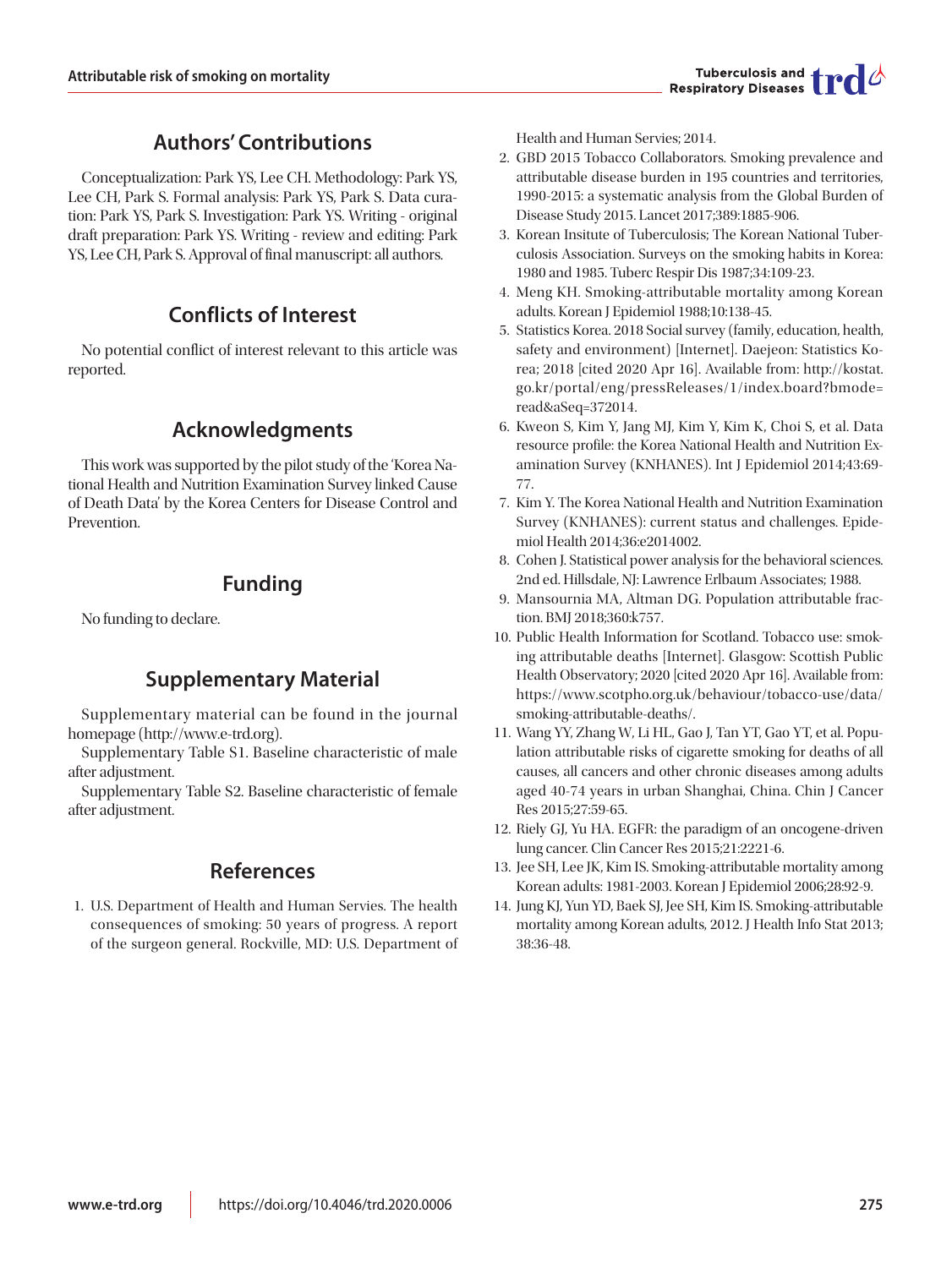## Authors' Contributions

Conceptualization: Park YS, Lee CH. Methodology: Park YS, Lee CH, Park S. Formal analysis: Park YS, Park S. Data curation: Park YS, Park S. Investigation: Park YS. Writing - original draft preparation: Park YS. Writing - review and editing: Park YS, Lee CH, Park S. Approval of final manuscript: all authors.

## Conflicts of Interest

No potential conflict of interest relevant to this article was reported.

## Acknowledgments

This work was supported by the pilot study of the 'Korea National Health and Nutrition Examination Survey linked Cause of Death Data' by the Korea Centers for Disease Control and Prevention.

## Funding

No funding to declare.

## Supplementary Material

Supplementary material can be found in the journal homepage (http://www.e-trd.org).

Supplementary Table S1. Baseline characteristic of male after adjustment.

Supplementary Table S2. Baseline characteristic of female after adjustment.

## References

1. U.S. Department of Health and Human Servies. The health consequences of smoking: 50 years of progress. A report of the surgeon general. Rockville, MD: U.S. Department of Health and Human Servies; 2014.
2. GBD 2015 Tobacco Collaborators. Smoking prevalence and attributable disease burden in 195 countries and territories, 1990-2015: a systematic analysis from the Global Burden of Disease Study 2015. Lancet 2017;389:1885-906.
3. Korean Insitute of Tuberculosis; The Korean National Tuberculosis Association. Surveys on the smoking habits in Korea: 1980 and 1985. Tuberc Respir Dis 1987;34:109-23.
4. Meng KH. Smoking-attributable mortality among Korean adults. Korean J Epidemiol 1988;10:138-45.
5. Statistics Korea. 2018 Social survey (family, education, health, safety and environment) [Internet]. Daejeon: Statistics Korea; 2018 [cited 2020 Apr 16]. Available from: http://kostat.go.kr/portal/eng/pressReleases/1/index.board?bmode=read&aSeq=372014.
6. Kweon S, Kim Y, Jang MJ, Kim Y, Kim K, Choi S, et al. Data resource profile: the Korea National Health and Nutrition Examination Survey (KNHANES). Int J Epidemiol 2014;43:69-77.
7. Kim Y. The Korea National Health and Nutrition Examination Survey (KNHANES): current status and challenges. Epidemiol Health 2014;36:e2014002.
8. Cohen J. Statistical power analysis for the behavioral sciences. 2nd ed. Hillsdale, NJ: Lawrence Erlbaum Associates; 1988.
9. Mansournia MA, Altman DG. Population attributable fraction. BMJ 2018;360:k757.
10. Public Health Information for Scotland. Tobacco use: smoking attributable deaths [Internet]. Glasgow: Scottish Public Health Observatory; 2020 [cited 2020 Apr 16]. Available from: https://www.scotpho.org.uk/behaviour/tobacco-use/data/smoking-attributable-deaths/.
11. Wang YY, Zhang W, Li HL, Gao J, Tan YT, Gao YT, et al. Population attributable risks of cigarette smoking for deaths of all causes, all cancers and other chronic diseases among adults aged 40-74 years in urban Shanghai, China. Chin J Cancer Res 2015;27:59-65.
12. Riely GJ, Yu HA. EGFR: the paradigm of an oncogene-driven lung cancer. Clin Cancer Res 2015;21:2221-6.
13. Jee SH, Lee JK, Kim IS. Smoking-attributable mortality among Korean adults: 1981-2003. Korean J Epidemiol 2006;28:92-9.
14. Jung KJ, Yun YD, Baek SJ, Jee SH, Kim IS. Smoking-attributable mortality among Korean adults, 2012. J Health Info Stat 2013;38:36-48.